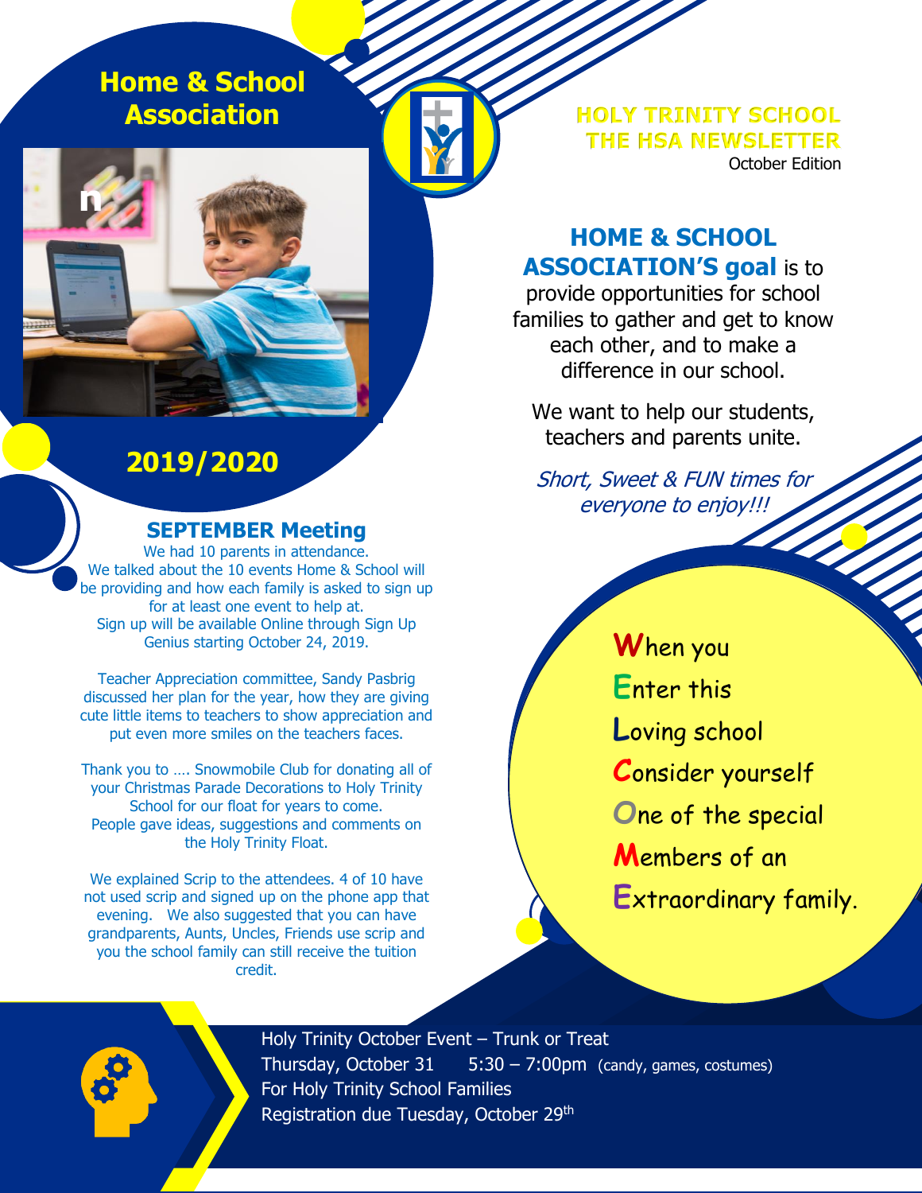# Home & School Association

## 2019/2020

**HOLY TRINITY SCHOOL**
**THE HSA NEWSLETTER**
October Edition

**HOME & SCHOOL ASSOCIATION'S goal** is to provide opportunities for school families to gather and get to know each other, and to make a difference in our school.

We want to help our students, teachers and parents unite.

*Short, Sweet & FUN times for everyone to enjoy!!!*

## SEPTEMBER Meeting

We had 10 parents in attendance.
We talked about the 10 events Home & School will be providing and how each family is asked to sign up for at least one event to help at.
Sign up will be available Online through Sign Up Genius starting October 24, 2019.

Teacher Appreciation committee, Sandy Pasbrig discussed her plan for the year, how they are giving cute little items to teachers to show appreciation and put even more smiles on the teachers faces.

Thank you to …. Snowmobile Club for donating all of your Christmas Parade Decorations to Holy Trinity School for our float for years to come.
People gave ideas, suggestions and comments on the Holy Trinity Float.

We explained Scrip to the attendees. 4 of 10 have not used scrip and signed up on the phone app that evening. We also suggested that you can have grandparents, Aunts, Uncles, Friends use scrip and you the school family can still receive the tuition credit.

**W**hen you
**E**nter this
**L**oving school
**C**onsider yourself
**O**ne of the special
**M**embers of an
**E**xtraordinary family.

Holy Trinity October Event – Trunk or Treat
Thursday, October 31 5:30 – 7:00pm (candy, games, costumes)
For Holy Trinity School Families
Registration due Tuesday, October 29th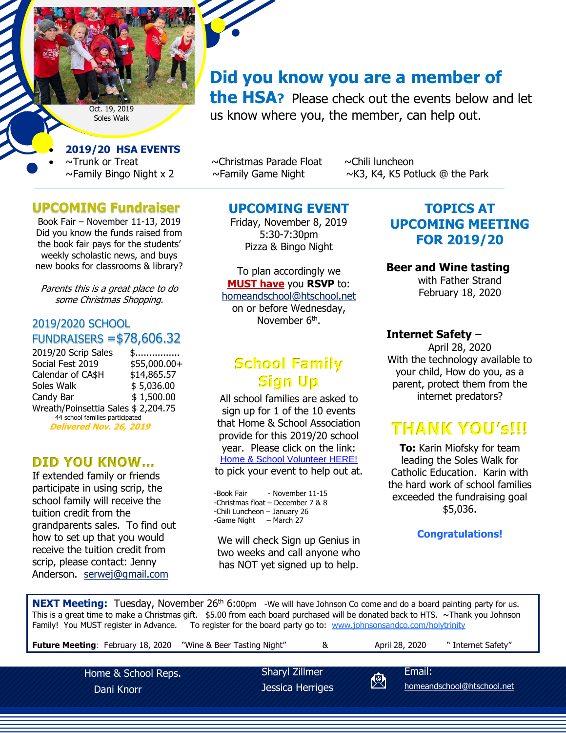Oct. 19, 2019
Soles Walk

## Did you know you are a member of the HSA?

Please check out the events below and let us know where you, the member, can help out.

### 2019/20 HSA EVENTS

- ~Trunk or Treat
- ~Family Bingo Night x 2
- ~Christmas Parade Float
- ~Family Game Night
- ~Chili luncheon
- ~K3, K4, K5 Potluck @ the Park

## UPCOMING Fundraiser

Book Fair – November 11-13, 2019
Did you know the funds raised from the book fair pays for the students' weekly scholastic news, and buys new books for classrooms & library?

*Parents this is a great place to do some Christmas Shopping.*

### 2019/2020 SCHOOL FUNDRAISERS =$78,606.32

| | |
|---|---|
| 2019/20 Scrip Sales | $................ |
| Social Fest 2019 | $55,000.00+ |
| Calendar of CA$H | $14,865.57 |
| Soles Walk | $ 5,036.00 |
| Candy Bar | $ 1,500.00 |
| Wreath/Poinsettia Sales | $ 2,204.75 |

44 school families participated
***Delivered Nov. 26, 2019***

## DID YOU KNOW…

If extended family or friends participate in using scrip, the school family will receive the tuition credit from the grandparents sales. To find out how to set up that you would receive the tuition credit from scrip, please contact: Jenny Anderson. serwej@gmail.com

## UPCOMING EVENT

Friday, November 8, 2019
5:30-7:30pm
Pizza & Bingo Night

To plan accordingly we **MUST have** you **RSVP** to: homeandschool@htschool.net on or before Wednesday, November 6th.

## School Family Sign Up

All school families are asked to sign up for 1 of the 10 events that Home & School Association provide for this 2019/20 school year. Please click on the link: Home & School Volunteer HERE! to pick your event to help out at.

- -Book Fair – November 11-15
- -Christmas float – December 7 & 8
- -Chili Luncheon – January 26
- -Game Night – March 27

We will check Sign up Genius in two weeks and call anyone who has NOT yet signed up to help.

## TOPICS AT UPCOMING MEETING FOR 2019/20

**Beer and Wine tasting**
with Father Strand
February 18, 2020

**Internet Safety** –
April 28, 2020
With the technology available to your child, How do you, as a parent, protect them from the internet predators?

## THANK YOU's!!!

**To:** Karin Miofsky for team leading the Soles Walk for Catholic Education. Karin with the hard work of school families exceeded the fundraising goal $5,036.

**Congratulations!**

**NEXT Meeting:** Tuesday, November 26th 6:00pm -We will have Johnson Co come and do a board painting party for us. This is a great time to make a Christmas gift. $5.00 from each board purchased will be donated back to HTS. ~Thank you Johnson Family! You MUST register in Advance. To register for the board party go to: www.johnsonsandco.com/holytrinity

**Future Meeting**: February 18, 2020 "Wine & Beer Tasting Night" & April 28, 2020 " Internet Safety"

Home & School Reps.
Dani Knorr
Sharyl Zillmer
Jessica Herriges
Email: homeandschool@htschool.net